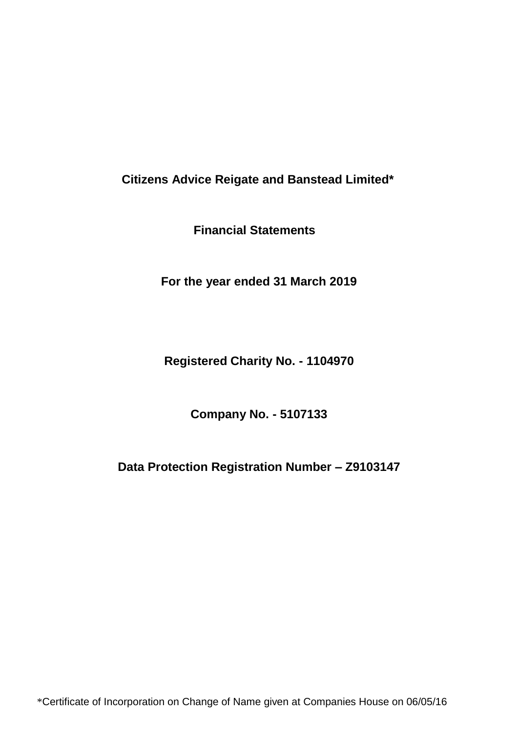# Citizens Advice Reigate and Banstead Limited*

## Financial Statements

## For the year ended 31 March 2019

**Registered Charity No. - 1104970**

**Company No. - 5107133**

**Data Protection Registration Number – Z9103147**

*Certificate of Incorporation on Change of Name given at Companies House on 06/05/16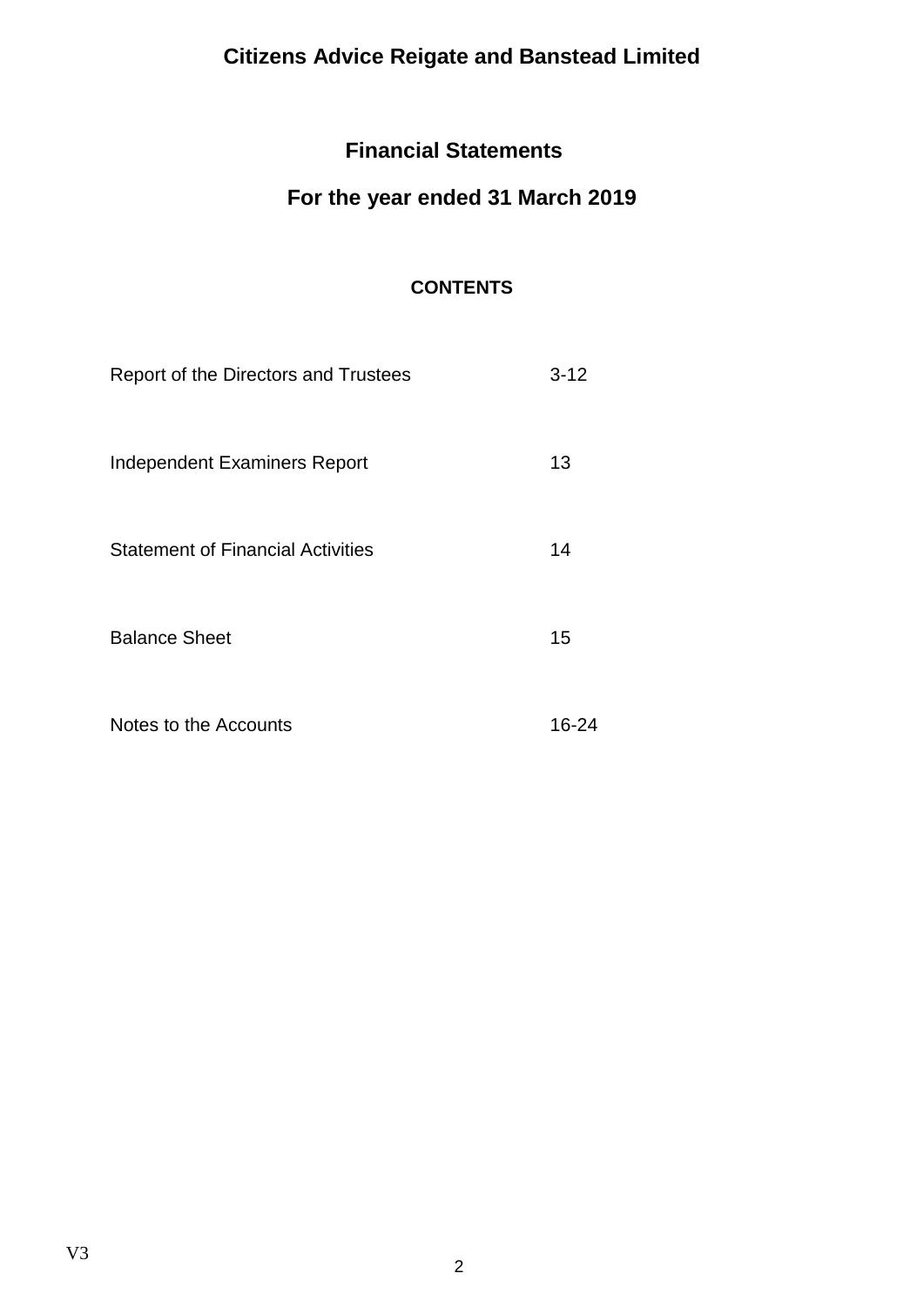# Citizens Advice Reigate and Banstead Limited

## Financial Statements

## For the year ended 31 March 2019

### CONTENTS

| | |
|---|---|
| Report of the Directors and Trustees | 3-12 |
| Independent Examiners Report | 13 |
| Statement of Financial Activities | 14 |
| Balance Sheet | 15 |
| Notes to the Accounts | 16-24 |

V3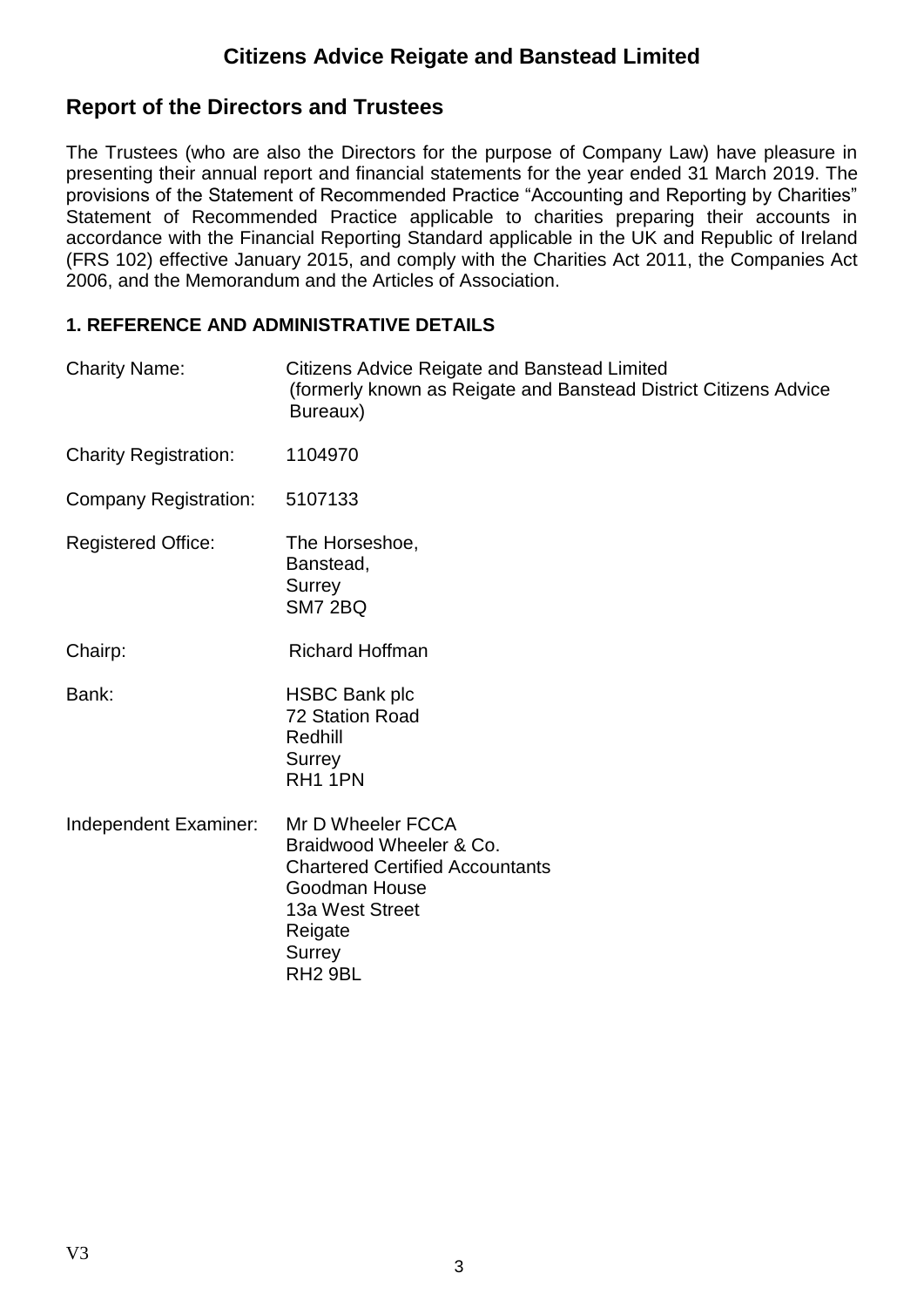# Citizens Advice Reigate and Banstead Limited

## Report of the Directors and Trustees

The Trustees (who are also the Directors for the purpose of Company Law) have pleasure in presenting their annual report and financial statements for the year ended 31 March 2019. The provisions of the Statement of Recommended Practice "Accounting and Reporting by Charities" Statement of Recommended Practice applicable to charities preparing their accounts in accordance with the Financial Reporting Standard applicable in the UK and Republic of Ireland (FRS 102) effective January 2015, and comply with the Charities Act 2011, the Companies Act 2006, and the Memorandum and the Articles of Association.

### 1. REFERENCE AND ADMINISTRATIVE DETAILS

| | |
|---|---|
| Charity Name: | Citizens Advice Reigate and Banstead Limited (formerly known as Reigate and Banstead District Citizens Advice Bureaux) |
| Charity Registration: | 1104970 |
| Company Registration: | 5107133 |
| Registered Office: | The Horseshoe, Banstead, Surrey SM7 2BQ |
| Chairp: | Richard Hoffman |
| Bank: | HSBC Bank plc 72 Station Road Redhill Surrey RH1 1PN |
| Independent Examiner: | Mr D Wheeler FCCA Braidwood Wheeler & Co. Chartered Certified Accountants Goodman House 13a West Street Reigate Surrey RH2 9BL |

V3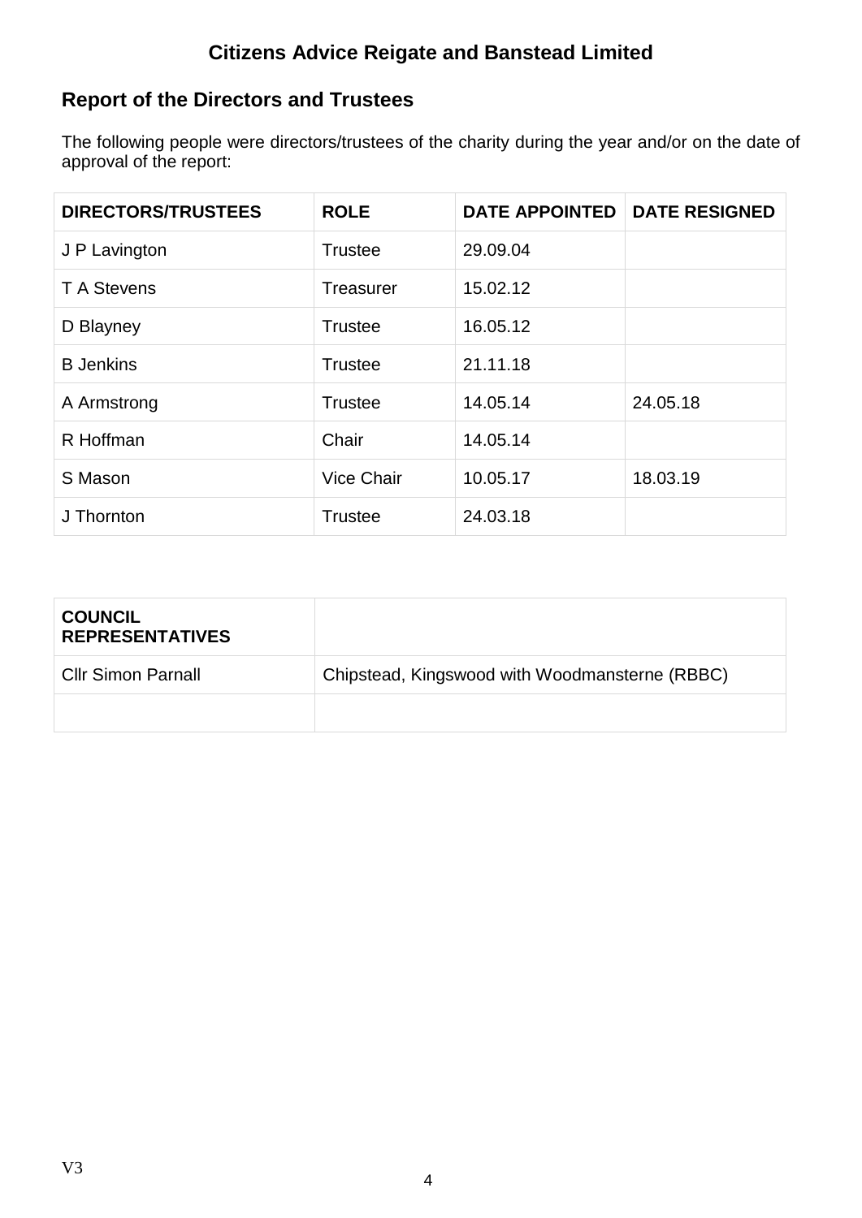# Citizens Advice Reigate and Banstead Limited

## Report of the Directors and Trustees

The following people were directors/trustees of the charity during the year and/or on the date of approval of the report:

| DIRECTORS/TRUSTEES | ROLE | DATE APPOINTED | DATE RESIGNED |
|---|---|---|---|
| J P Lavington | Trustee | 29.09.04 | |
| T A Stevens | Treasurer | 15.02.12 | |
| D Blayney | Trustee | 16.05.12 | |
| B Jenkins | Trustee | 21.11.18 | |
| A Armstrong | Trustee | 14.05.14 | 24.05.18 |
| R Hoffman | Chair | 14.05.14 | |
| S Mason | Vice Chair | 10.05.17 | 18.03.19 |
| J Thornton | Trustee | 24.03.18 | |

| COUNCIL REPRESENTATIVES | |
|---|---|
| Cllr Simon Parnall | Chipstead, Kingswood with Woodmansterne (RBBC) |
| | |

V3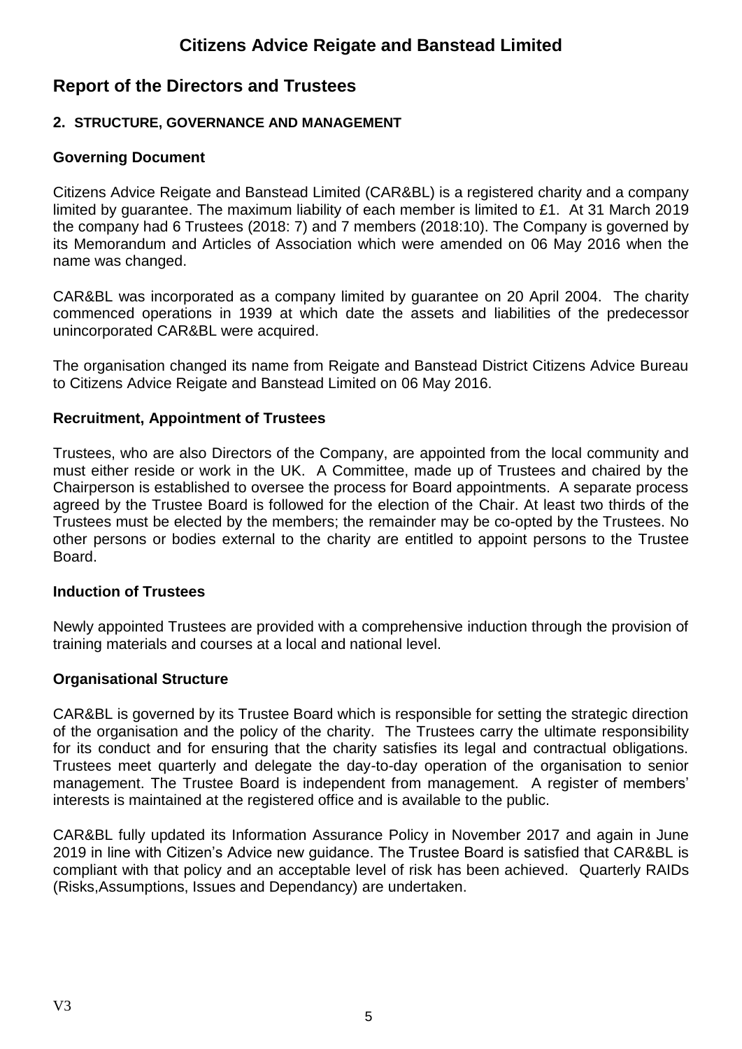# Citizens Advice Reigate and Banstead Limited

## Report of the Directors and Trustees

### 2. STRUCTURE, GOVERNANCE AND MANAGEMENT

#### Governing Document

Citizens Advice Reigate and Banstead Limited (CAR&BL) is a registered charity and a company limited by guarantee. The maximum liability of each member is limited to £1. At 31 March 2019 the company had 6 Trustees (2018: 7) and 7 members (2018:10). The Company is governed by its Memorandum and Articles of Association which were amended on 06 May 2016 when the name was changed.

CAR&BL was incorporated as a company limited by guarantee on 20 April 2004. The charity commenced operations in 1939 at which date the assets and liabilities of the predecessor unincorporated CAR&BL were acquired.

The organisation changed its name from Reigate and Banstead District Citizens Advice Bureau to Citizens Advice Reigate and Banstead Limited on 06 May 2016.

#### Recruitment, Appointment of Trustees

Trustees, who are also Directors of the Company, are appointed from the local community and must either reside or work in the UK. A Committee, made up of Trustees and chaired by the Chairperson is established to oversee the process for Board appointments. A separate process agreed by the Trustee Board is followed for the election of the Chair. At least two thirds of the Trustees must be elected by the members; the remainder may be co-opted by the Trustees. No other persons or bodies external to the charity are entitled to appoint persons to the Trustee Board.

#### Induction of Trustees

Newly appointed Trustees are provided with a comprehensive induction through the provision of training materials and courses at a local and national level.

#### Organisational Structure

CAR&BL is governed by its Trustee Board which is responsible for setting the strategic direction of the organisation and the policy of the charity. The Trustees carry the ultimate responsibility for its conduct and for ensuring that the charity satisfies its legal and contractual obligations. Trustees meet quarterly and delegate the day-to-day operation of the organisation to senior management. The Trustee Board is independent from management. A register of members' interests is maintained at the registered office and is available to the public.

CAR&BL fully updated its Information Assurance Policy in November 2017 and again in June 2019 in line with Citizen's Advice new guidance. The Trustee Board is satisfied that CAR&BL is compliant with that policy and an acceptable level of risk has been achieved. Quarterly RAIDs (Risks,Assumptions, Issues and Dependancy) are undertaken.

V3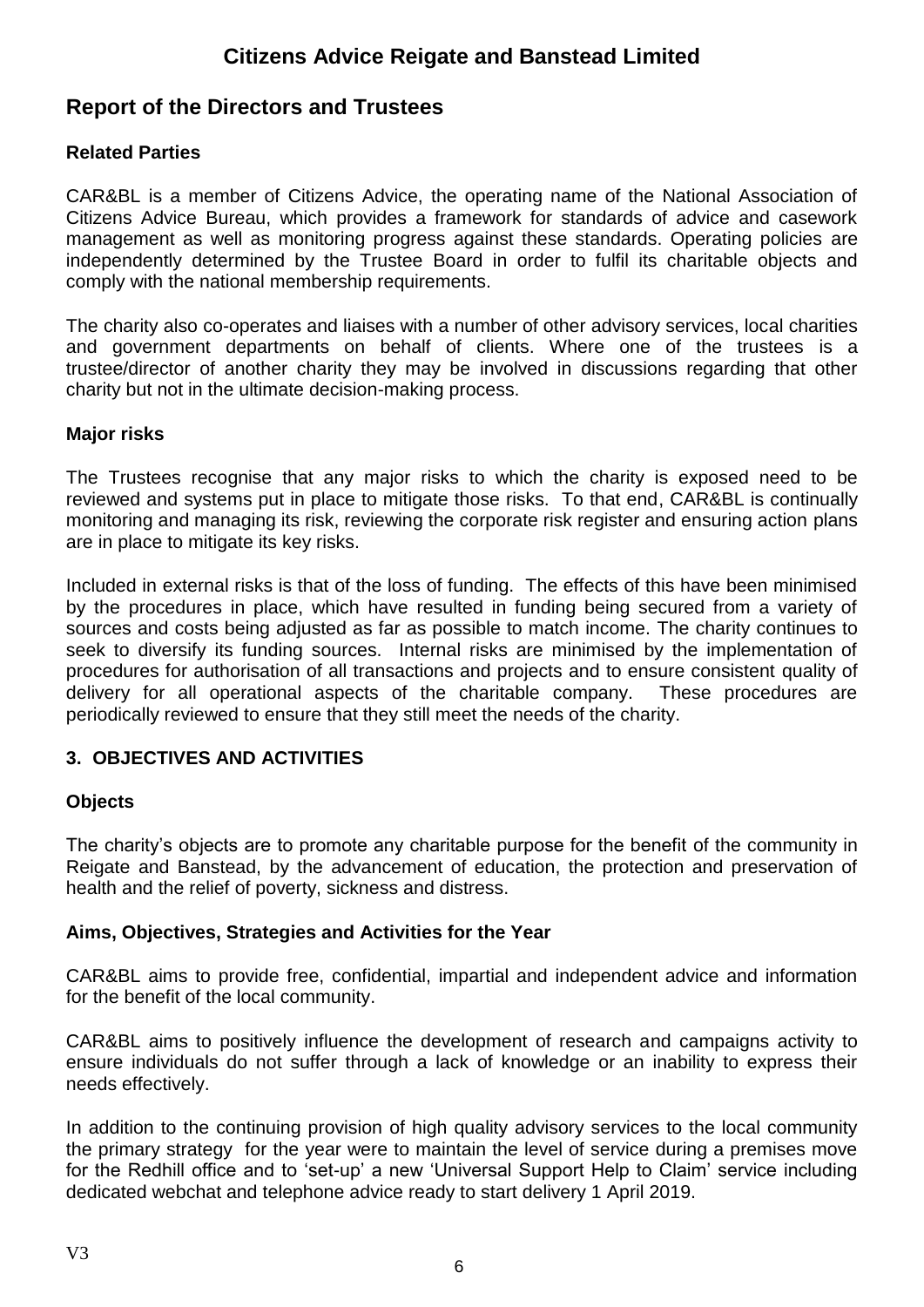# Citizens Advice Reigate and Banstead Limited

## Report of the Directors and Trustees

### Related Parties

CAR&BL is a member of Citizens Advice, the operating name of the National Association of Citizens Advice Bureau, which provides a framework for standards of advice and casework management as well as monitoring progress against these standards. Operating policies are independently determined by the Trustee Board in order to fulfil its charitable objects and comply with the national membership requirements.

The charity also co-operates and liaises with a number of other advisory services, local charities and government departments on behalf of clients. Where one of the trustees is a trustee/director of another charity they may be involved in discussions regarding that other charity but not in the ultimate decision-making process.

### Major risks

The Trustees recognise that any major risks to which the charity is exposed need to be reviewed and systems put in place to mitigate those risks. To that end, CAR&BL is continually monitoring and managing its risk, reviewing the corporate risk register and ensuring action plans are in place to mitigate its key risks.

Included in external risks is that of the loss of funding. The effects of this have been minimised by the procedures in place, which have resulted in funding being secured from a variety of sources and costs being adjusted as far as possible to match income. The charity continues to seek to diversify its funding sources. Internal risks are minimised by the implementation of procedures for authorisation of all transactions and projects and to ensure consistent quality of delivery for all operational aspects of the charitable company. These procedures are periodically reviewed to ensure that they still meet the needs of the charity.

### 3. OBJECTIVES AND ACTIVITIES

### Objects

The charity's objects are to promote any charitable purpose for the benefit of the community in Reigate and Banstead, by the advancement of education, the protection and preservation of health and the relief of poverty, sickness and distress.

### Aims, Objectives, Strategies and Activities for the Year

CAR&BL aims to provide free, confidential, impartial and independent advice and information for the benefit of the local community.

CAR&BL aims to positively influence the development of research and campaigns activity to ensure individuals do not suffer through a lack of knowledge or an inability to express their needs effectively.

In addition to the continuing provision of high quality advisory services to the local community the primary strategy for the year were to maintain the level of service during a premises move for the Redhill office and to 'set-up' a new 'Universal Support Help to Claim' service including dedicated webchat and telephone advice ready to start delivery 1 April 2019.

V3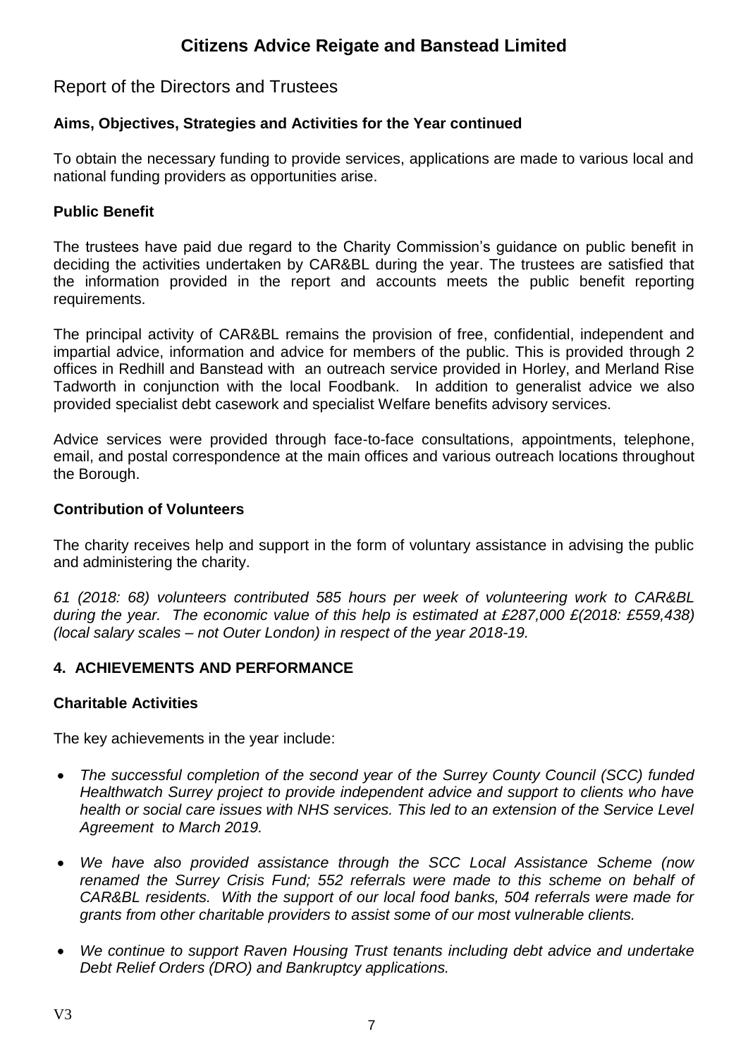# Citizens Advice Reigate and Banstead Limited

## Report of the Directors and Trustees

### Aims, Objectives, Strategies and Activities for the Year continued

To obtain the necessary funding to provide services, applications are made to various local and national funding providers as opportunities arise.

### Public Benefit

The trustees have paid due regard to the Charity Commission's guidance on public benefit in deciding the activities undertaken by CAR&BL during the year. The trustees are satisfied that the information provided in the report and accounts meets the public benefit reporting requirements.

The principal activity of CAR&BL remains the provision of free, confidential, independent and impartial advice, information and advice for members of the public. This is provided through 2 offices in Redhill and Banstead with an outreach service provided in Horley, and Merland Rise Tadworth in conjunction with the local Foodbank. In addition to generalist advice we also provided specialist debt casework and specialist Welfare benefits advisory services.

Advice services were provided through face-to-face consultations, appointments, telephone, email, and postal correspondence at the main offices and various outreach locations throughout the Borough.

### Contribution of Volunteers

The charity receives help and support in the form of voluntary assistance in advising the public and administering the charity.

*61 (2018: 68) volunteers contributed 585 hours per week of volunteering work to CAR&BL during the year. The economic value of this help is estimated at £287,000 £(2018: £559,438) (local salary scales – not Outer London) in respect of the year 2018-19.*

### 4. ACHIEVEMENTS AND PERFORMANCE

### Charitable Activities

The key achievements in the year include:

- *The successful completion of the second year of the Surrey County Council (SCC) funded Healthwatch Surrey project to provide independent advice and support to clients who have health or social care issues with NHS services. This led to an extension of the Service Level Agreement to March 2019.*
- *We have also provided assistance through the SCC Local Assistance Scheme (now renamed the Surrey Crisis Fund; 552 referrals were made to this scheme on behalf of CAR&BL residents. With the support of our local food banks, 504 referrals were made for grants from other charitable providers to assist some of our most vulnerable clients.*
- *We continue to support Raven Housing Trust tenants including debt advice and undertake Debt Relief Orders (DRO) and Bankruptcy applications.*

V3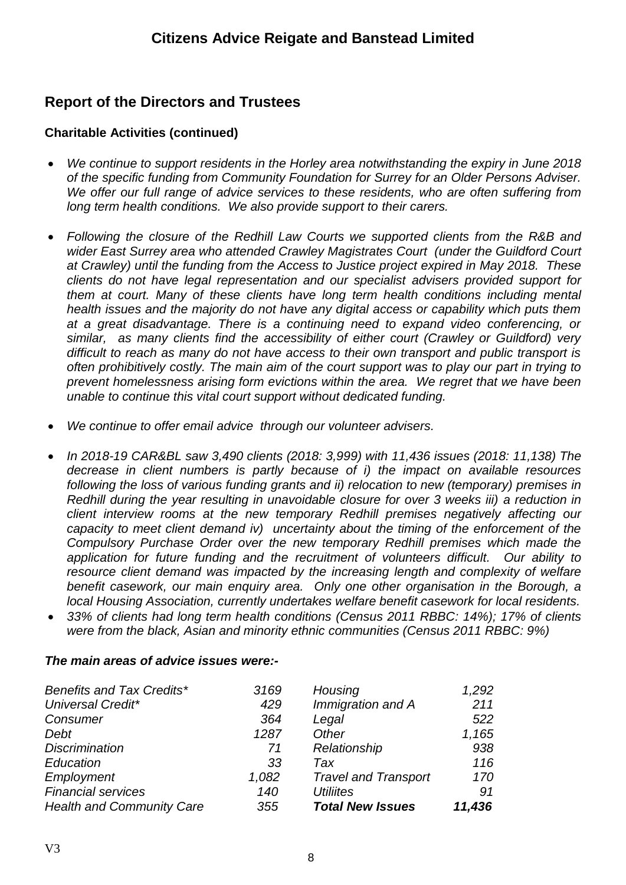# Citizens Advice Reigate and Banstead Limited

## Report of the Directors and Trustees

### Charitable Activities (continued)

- *We continue to support residents in the Horley area notwithstanding the expiry in June 2018 of the specific funding from Community Foundation for Surrey for an Older Persons Adviser. We offer our full range of advice services to these residents, who are often suffering from long term health conditions. We also provide support to their carers.*

- *Following the closure of the Redhill Law Courts we supported clients from the R&B and wider East Surrey area who attended Crawley Magistrates Court (under the Guildford Court at Crawley) until the funding from the Access to Justice project expired in May 2018. These clients do not have legal representation and our specialist advisers provided support for them at court. Many of these clients have long term health conditions including mental health issues and the majority do not have any digital access or capability which puts them at a great disadvantage. There is a continuing need to expand video conferencing, or similar, as many clients find the accessibility of either court (Crawley or Guildford) very difficult to reach as many do not have access to their own transport and public transport is often prohibitively costly. The main aim of the court support was to play our part in trying to prevent homelessness arising form evictions within the area. We regret that we have been unable to continue this vital court support without dedicated funding.*

- *We continue to offer email advice through our volunteer advisers.*

- *In 2018-19 CAR&BL saw 3,490 clients (2018: 3,999) with 11,436 issues (2018: 11,138) The decrease in client numbers is partly because of i) the impact on available resources following the loss of various funding grants and ii) relocation to new (temporary) premises in Redhill during the year resulting in unavoidable closure for over 3 weeks iii) a reduction in client interview rooms at the new temporary Redhill premises negatively affecting our capacity to meet client demand iv) uncertainty about the timing of the enforcement of the Compulsory Purchase Order over the new temporary Redhill premises which made the application for future funding and the recruitment of volunteers difficult. Our ability to resource client demand was impacted by the increasing length and complexity of welfare benefit casework, our main enquiry area. Only one other organisation in the Borough, a local Housing Association, currently undertakes welfare benefit casework for local residents.*
- *33% of clients had long term health conditions (Census 2011 RBBC: 14%); 17% of clients were from the black, Asian and minority ethnic communities (Census 2011 RBBC: 9%)*

***The main areas of advice issues were:-***

| | | | |
|---|---:|---|---:|
| *Benefits and Tax Credits** | *3169* | *Housing* | *1,292* |
| *Universal Credit** | *429* | *Immigration and A* | *211* |
| *Consumer* | *364* | *Legal* | *522* |
| *Debt* | *1287* | *Other* | *1,165* |
| *Discrimination* | *71* | *Relationship* | *938* |
| *Education* | *33* | *Tax* | *116* |
| *Employment* | *1,082* | *Travel and Transport* | *170* |
| *Financial services* | *140* | *Utiliites* | *91* |
| *Health and Community Care* | *355* | ***Total New Issues*** | ***11,436*** |

V3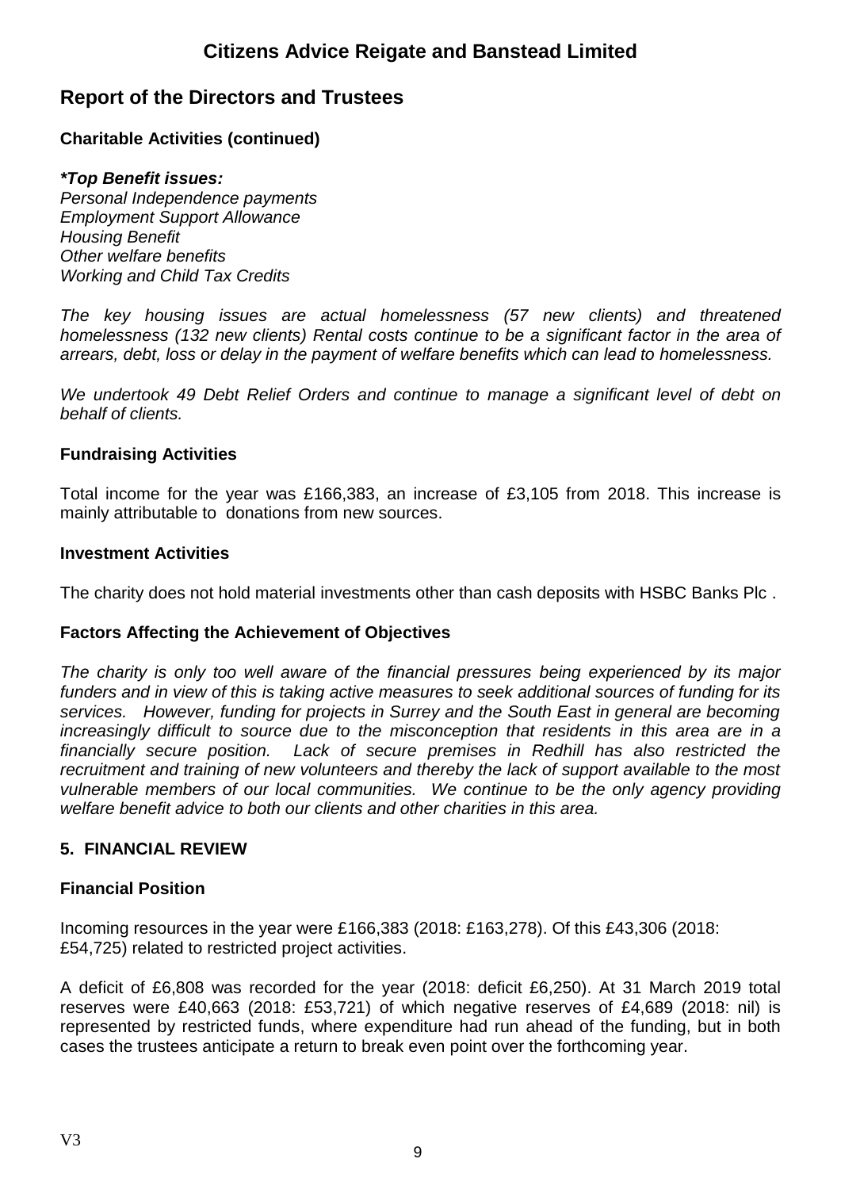# Citizens Advice Reigate and Banstead Limited

## Report of the Directors and Trustees

### Charitable Activities (continued)

***Top Benefit issues:***
*Personal Independence payments*
*Employment Support Allowance*
*Housing Benefit*
*Other welfare benefits*
*Working and Child Tax Credits*

*The key housing issues are actual homelessness (57 new clients) and threatened homelessness (132 new clients) Rental costs continue to be a significant factor in the area of arrears, debt, loss or delay in the payment of welfare benefits which can lead to homelessness.*

*We undertook 49 Debt Relief Orders and continue to manage a significant level of debt on behalf of clients.*

### Fundraising Activities

Total income for the year was £166,383, an increase of £3,105 from 2018. This increase is mainly attributable to donations from new sources.

### Investment Activities

The charity does not hold material investments other than cash deposits with HSBC Banks Plc .

### Factors Affecting the Achievement of Objectives

*The charity is only too well aware of the financial pressures being experienced by its major funders and in view of this is taking active measures to seek additional sources of funding for its services. However, funding for projects in Surrey and the South East in general are becoming increasingly difficult to source due to the misconception that residents in this area are in a financially secure position. Lack of secure premises in Redhill has also restricted the recruitment and training of new volunteers and thereby the lack of support available to the most vulnerable members of our local communities. We continue to be the only agency providing welfare benefit advice to both our clients and other charities in this area.*

### 5. FINANCIAL REVIEW

### Financial Position

Incoming resources in the year were £166,383 (2018: £163,278). Of this £43,306 (2018: £54,725) related to restricted project activities.

A deficit of £6,808 was recorded for the year (2018: deficit £6,250). At 31 March 2019 total reserves were £40,663 (2018: £53,721) of which negative reserves of £4,689 (2018: nil) is represented by restricted funds, where expenditure had run ahead of the funding, but in both cases the trustees anticipate a return to break even point over the forthcoming year.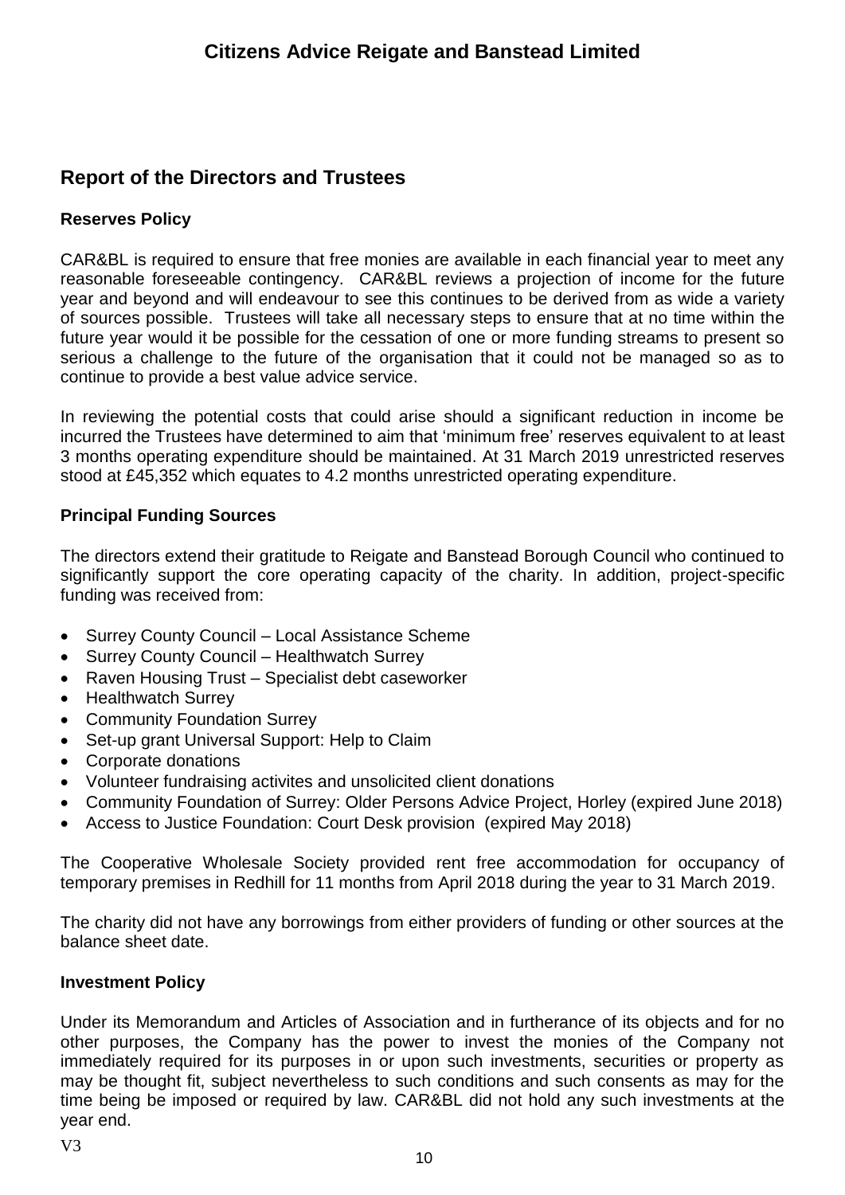# Citizens Advice Reigate and Banstead Limited

## Report of the Directors and Trustees

### Reserves Policy

CAR&BL is required to ensure that free monies are available in each financial year to meet any reasonable foreseeable contingency. CAR&BL reviews a projection of income for the future year and beyond and will endeavour to see this continues to be derived from as wide a variety of sources possible. Trustees will take all necessary steps to ensure that at no time within the future year would it be possible for the cessation of one or more funding streams to present so serious a challenge to the future of the organisation that it could not be managed so as to continue to provide a best value advice service.

In reviewing the potential costs that could arise should a significant reduction in income be incurred the Trustees have determined to aim that 'minimum free' reserves equivalent to at least 3 months operating expenditure should be maintained. At 31 March 2019 unrestricted reserves stood at £45,352 which equates to 4.2 months unrestricted operating expenditure.

### Principal Funding Sources

The directors extend their gratitude to Reigate and Banstead Borough Council who continued to significantly support the core operating capacity of the charity. In addition, project-specific funding was received from:

- Surrey County Council – Local Assistance Scheme
- Surrey County Council – Healthwatch Surrey
- Raven Housing Trust – Specialist debt caseworker
- Healthwatch Surrey
- Community Foundation Surrey
- Set-up grant Universal Support: Help to Claim
- Corporate donations
- Volunteer fundraising activites and unsolicited client donations
- Community Foundation of Surrey: Older Persons Advice Project, Horley (expired June 2018)
- Access to Justice Foundation: Court Desk provision (expired May 2018)

The Cooperative Wholesale Society provided rent free accommodation for occupancy of temporary premises in Redhill for 11 months from April 2018 during the year to 31 March 2019.

The charity did not have any borrowings from either providers of funding or other sources at the balance sheet date.

### Investment Policy

Under its Memorandum and Articles of Association and in furtherance of its objects and for no other purposes, the Company has the power to invest the monies of the Company not immediately required for its purposes in or upon such investments, securities or property as may be thought fit, subject nevertheless to such conditions and such consents as may for the time being be imposed or required by law. CAR&BL did not hold any such investments at the year end.

V3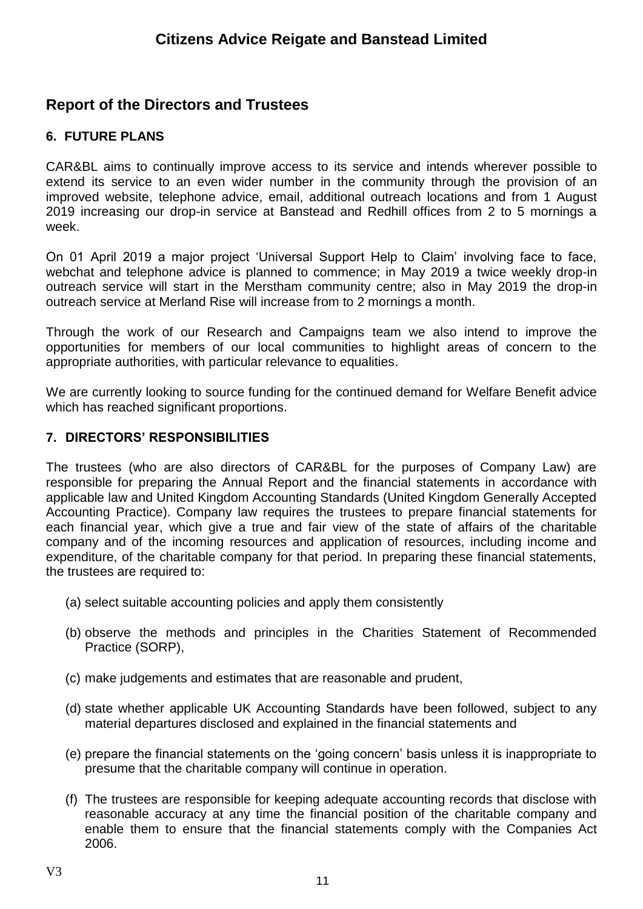# Citizens Advice Reigate and Banstead Limited

## Report of the Directors and Trustees

### 6. FUTURE PLANS

CAR&BL aims to continually improve access to its service and intends wherever possible to extend its service to an even wider number in the community through the provision of an improved website, telephone advice, email, additional outreach locations and from 1 August 2019 increasing our drop-in service at Banstead and Redhill offices from 2 to 5 mornings a week.

On 01 April 2019 a major project 'Universal Support Help to Claim' involving face to face, webchat and telephone advice is planned to commence; in May 2019 a twice weekly drop-in outreach service will start in the Merstham community centre; also in May 2019 the drop-in outreach service at Merland Rise will increase from to 2 mornings a month.

Through the work of our Research and Campaigns team we also intend to improve the opportunities for members of our local communities to highlight areas of concern to the appropriate authorities, with particular relevance to equalities.

We are currently looking to source funding for the continued demand for Welfare Benefit advice which has reached significant proportions.

### 7. DIRECTORS' RESPONSIBILITIES

The trustees (who are also directors of CAR&BL for the purposes of Company Law) are responsible for preparing the Annual Report and the financial statements in accordance with applicable law and United Kingdom Accounting Standards (United Kingdom Generally Accepted Accounting Practice). Company law requires the trustees to prepare financial statements for each financial year, which give a true and fair view of the state of affairs of the charitable company and of the incoming resources and application of resources, including income and expenditure, of the charitable company for that period. In preparing these financial statements, the trustees are required to:

(a) select suitable accounting policies and apply them consistently

(b) observe the methods and principles in the Charities Statement of Recommended Practice (SORP),

(c) make judgements and estimates that are reasonable and prudent,

(d) state whether applicable UK Accounting Standards have been followed, subject to any material departures disclosed and explained in the financial statements and

(e) prepare the financial statements on the 'going concern' basis unless it is inappropriate to presume that the charitable company will continue in operation.

(f) The trustees are responsible for keeping adequate accounting records that disclose with reasonable accuracy at any time the financial position of the charitable company and enable them to ensure that the financial statements comply with the Companies Act 2006.

V3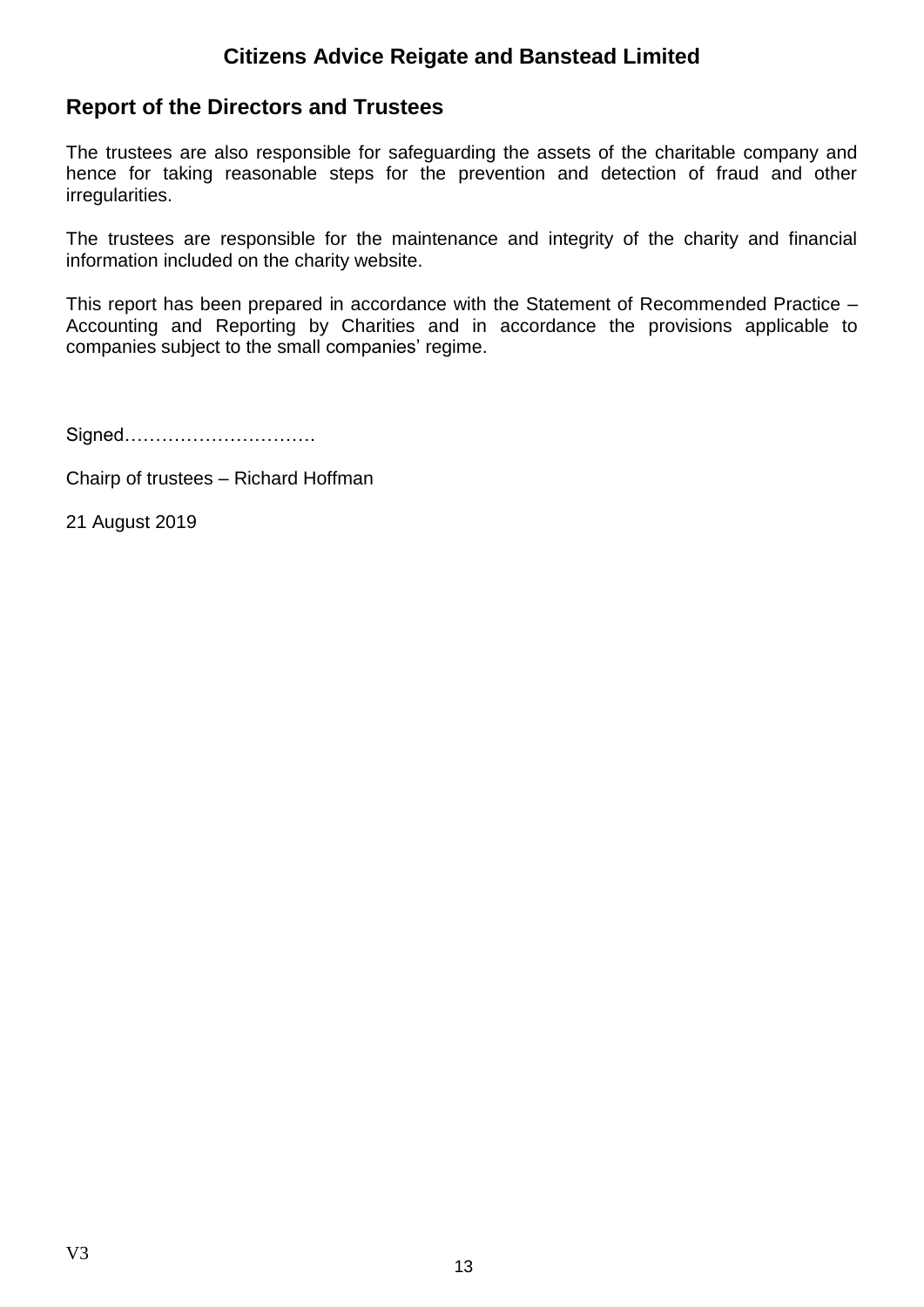# Citizens Advice Reigate and Banstead Limited

## Report of the Directors and Trustees

The trustees are also responsible for safeguarding the assets of the charitable company and hence for taking reasonable steps for the prevention and detection of fraud and other irregularities.

The trustees are responsible for the maintenance and integrity of the charity and financial information included on the charity website.

This report has been prepared in accordance with the Statement of Recommended Practice – Accounting and Reporting by Charities and in accordance the provisions applicable to companies subject to the small companies' regime.

Signed………………………….

Chairp of trustees – Richard Hoffman

21 August 2019

V3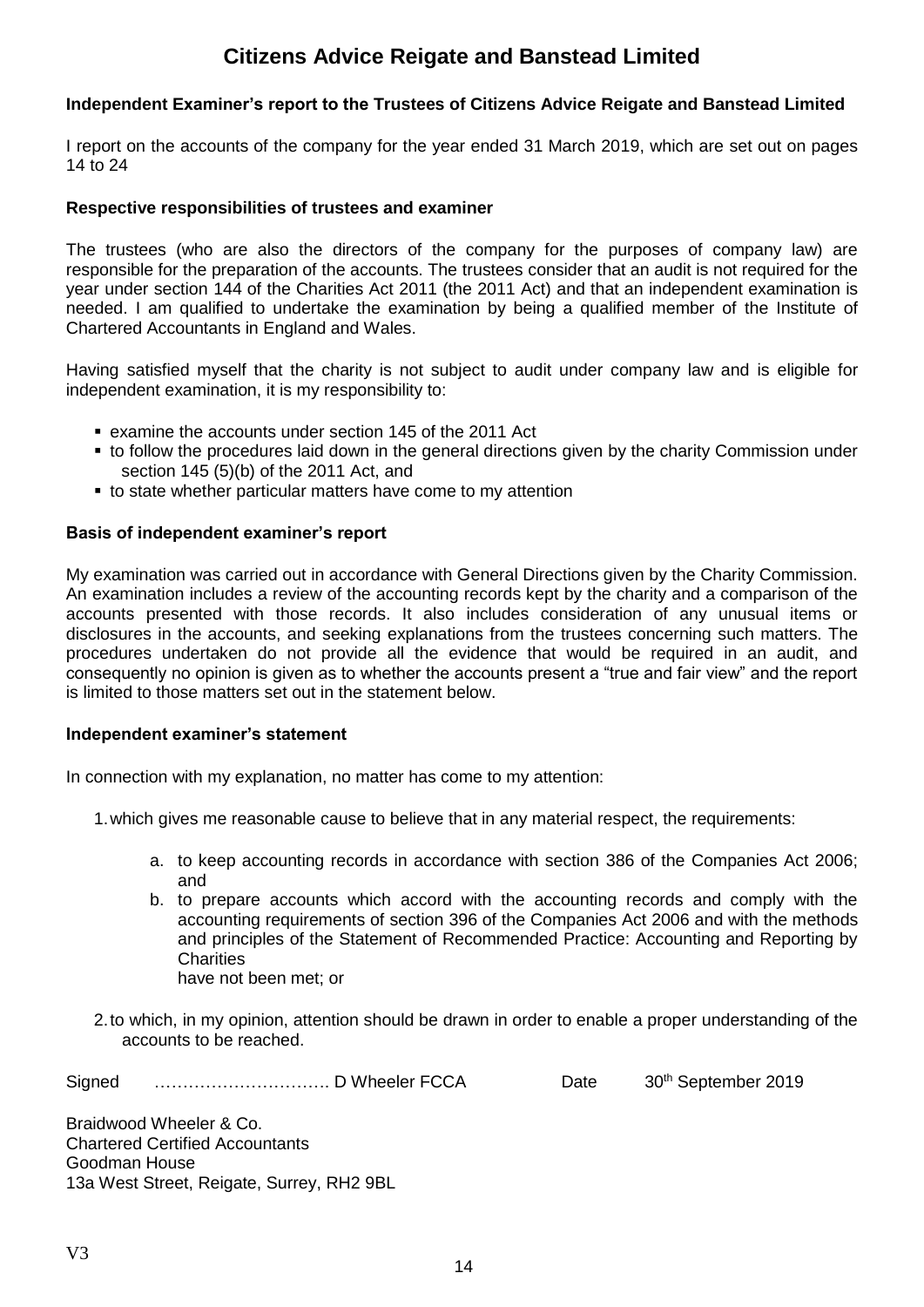# Citizens Advice Reigate and Banstead Limited

### Independent Examiner's report to the Trustees of Citizens Advice Reigate and Banstead Limited

I report on the accounts of the company for the year ended 31 March 2019, which are set out on pages 14 to 24

### Respective responsibilities of trustees and examiner

The trustees (who are also the directors of the company for the purposes of company law) are responsible for the preparation of the accounts. The trustees consider that an audit is not required for the year under section 144 of the Charities Act 2011 (the 2011 Act) and that an independent examination is needed. I am qualified to undertake the examination by being a qualified member of the Institute of Chartered Accountants in England and Wales.

Having satisfied myself that the charity is not subject to audit under company law and is eligible for independent examination, it is my responsibility to:

- examine the accounts under section 145 of the 2011 Act
- to follow the procedures laid down in the general directions given by the charity Commission under section 145 (5)(b) of the 2011 Act, and
- to state whether particular matters have come to my attention

### Basis of independent examiner's report

My examination was carried out in accordance with General Directions given by the Charity Commission. An examination includes a review of the accounting records kept by the charity and a comparison of the accounts presented with those records. It also includes consideration of any unusual items or disclosures in the accounts, and seeking explanations from the trustees concerning such matters. The procedures undertaken do not provide all the evidence that would be required in an audit, and consequently no opinion is given as to whether the accounts present a "true and fair view" and the report is limited to those matters set out in the statement below.

### Independent examiner's statement

In connection with my explanation, no matter has come to my attention:

1. which gives me reasonable cause to believe that in any material respect, the requirements:

    a. to keep accounting records in accordance with section 386 of the Companies Act 2006; and

    b. to prepare accounts which accord with the accounting records and comply with the accounting requirements of section 396 of the Companies Act 2006 and with the methods and principles of the Statement of Recommended Practice: Accounting and Reporting by Charities

    have not been met; or

2. to which, in my opinion, attention should be drawn in order to enable a proper understanding of the accounts to be reached.

Signed ………………………….. D Wheeler FCCA Date 30th September 2019

Braidwood Wheeler & Co.
Chartered Certified Accountants
Goodman House
13a West Street, Reigate, Surrey, RH2 9BL

V3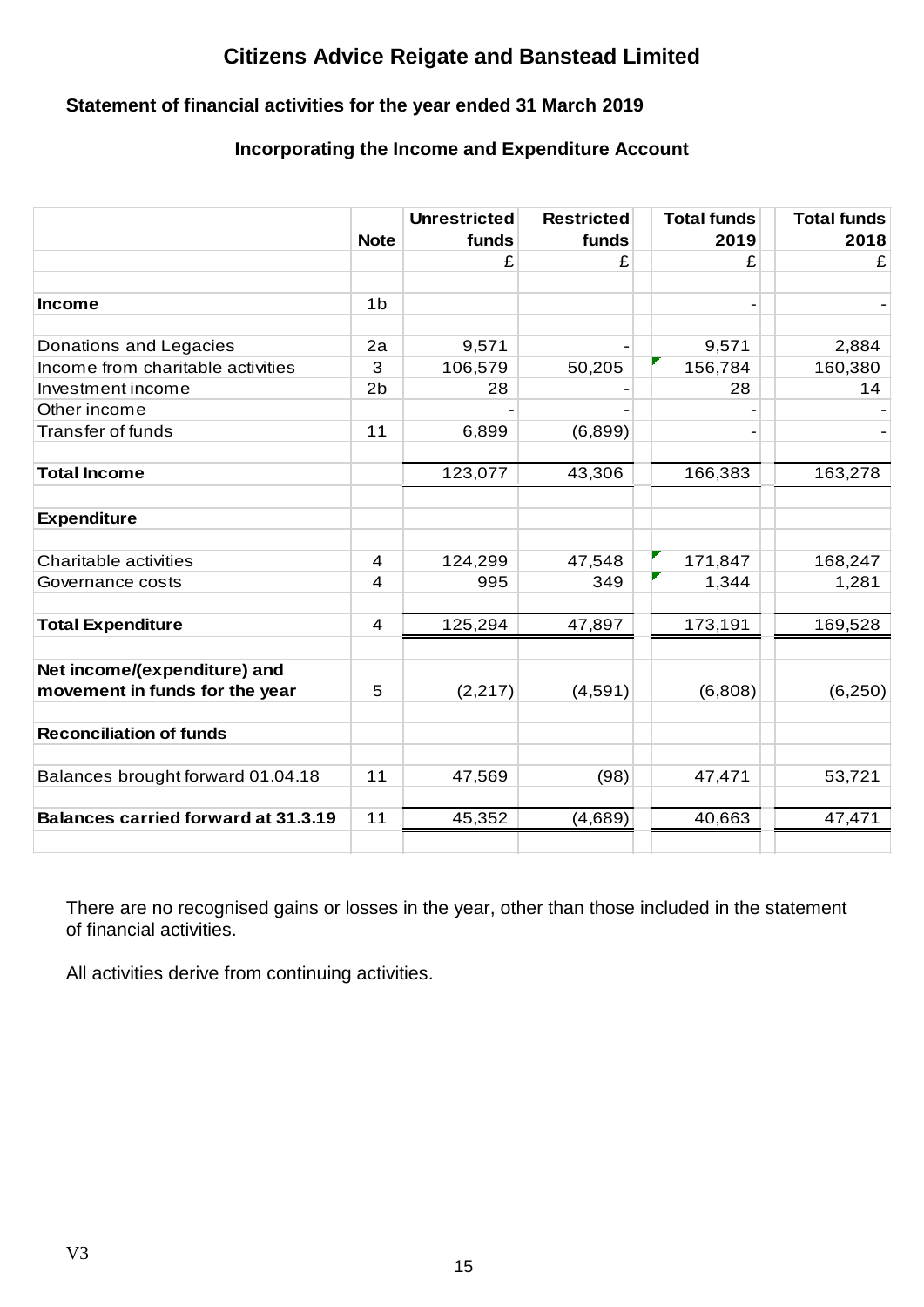# Citizens Advice Reigate and Banstead Limited

### Statement of financial activities for the year ended 31 March 2019

### Incorporating the Income and Expenditure Account

| | Note | Unrestricted funds | Restricted funds | Total funds 2019 | Total funds 2018 |
|---|---|---|---|---|---|
| | | £ | £ | £ | £ |
| **Income** | 1b | | | - | - |
| Donations and Legacies | 2a | 9,571 | - | 9,571 | 2,884 |
| Income from charitable activities | 3 | 106,579 | 50,205 | 156,784 | 160,380 |
| Investment income | 2b | 28 | - | 28 | 14 |
| Other income | | - | - | - | - |
| Transfer of funds | 11 | 6,899 | (6,899) | - | - |
| **Total Income** | | 123,077 | 43,306 | 166,383 | 163,278 |
| **Expenditure** | | | | | |
| Charitable activities | 4 | 124,299 | 47,548 | 171,847 | 168,247 |
| Governance costs | 4 | 995 | 349 | 1,344 | 1,281 |
| **Total Expenditure** | 4 | 125,294 | 47,897 | 173,191 | 169,528 |
| **Net income/(expenditure) and movement in funds for the year** | 5 | (2,217) | (4,591) | (6,808) | (6,250) |
| **Reconciliation of funds** | | | | | |
| Balances brought forward 01.04.18 | 11 | 47,569 | (98) | 47,471 | 53,721 |
| **Balances carried forward at 31.3.19** | 11 | 45,352 | (4,689) | 40,663 | 47,471 |

There are no recognised gains or losses in the year, other than those included in the statement of financial activities.

All activities derive from continuing activities.

V3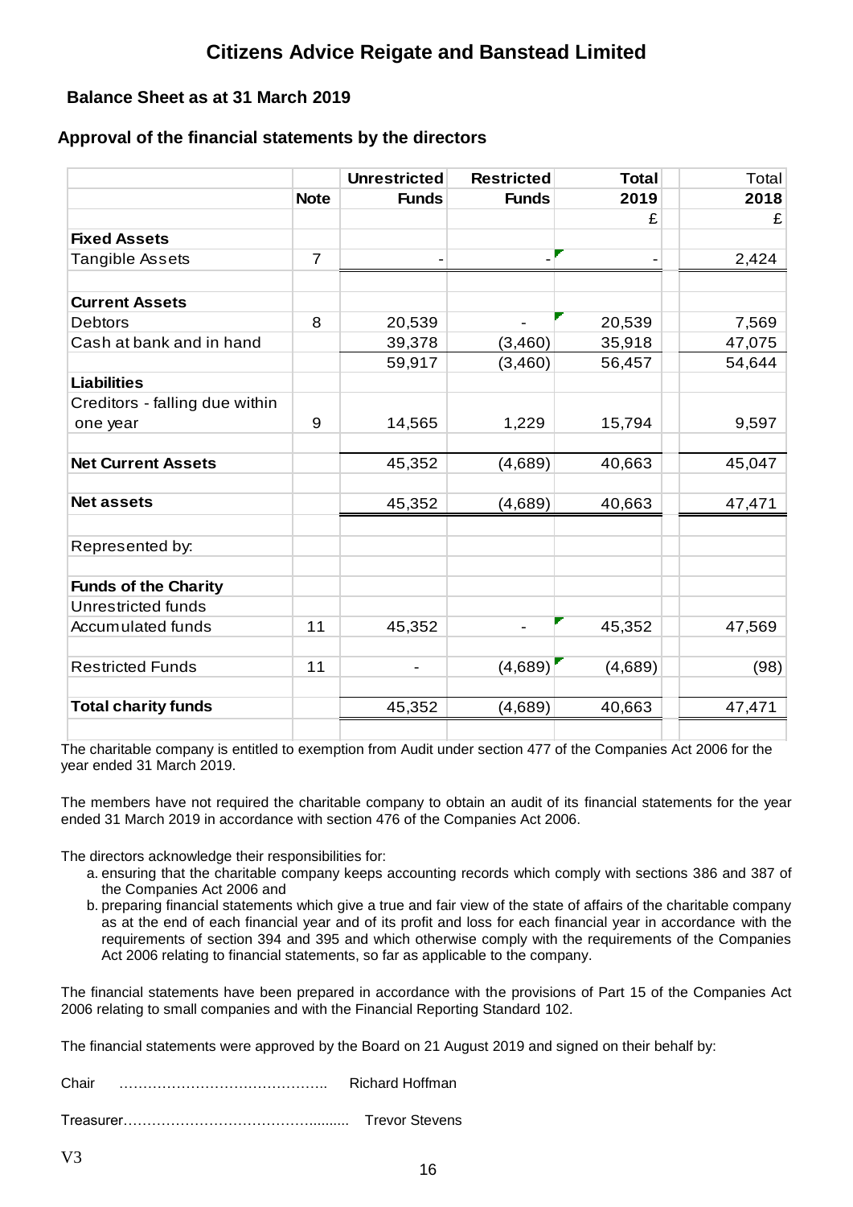# Citizens Advice Reigate and Banstead Limited

### Balance Sheet as at 31 March 2019

### Approval of the financial statements by the directors

| | Note | Unrestricted Funds | Restricted Funds | Total 2019 | Total 2018 |
|---|---|---|---|---|---|
| | | | | £ | £ |
| **Fixed Assets** | | | | | |
| Tangible Assets | 7 | - | - | - | 2,424 |
| | | | | | |
| **Current Assets** | | | | | |
| Debtors | 8 | 20,539 | - | 20,539 | 7,569 |
| Cash at bank and in hand | | 39,378 | (3,460) | 35,918 | 47,075 |
| | | 59,917 | (3,460) | 56,457 | 54,644 |
| **Liabilities** | | | | | |
| Creditors - falling due within one year | 9 | 14,565 | 1,229 | 15,794 | 9,597 |
| | | | | | |
| **Net Current Assets** | | 45,352 | (4,689) | 40,663 | 45,047 |
| | | | | | |
| **Net assets** | | 45,352 | (4,689) | 40,663 | 47,471 |
| | | | | | |
| Represented by: | | | | | |
| | | | | | |
| **Funds of the Charity** | | | | | |
| Unrestricted funds | | | | | |
| Accumulated funds | 11 | 45,352 | - | 45,352 | 47,569 |
| | | | | | |
| Restricted Funds | 11 | - | (4,689) | (4,689) | (98) |
| | | | | | |
| **Total charity funds** | | 45,352 | (4,689) | 40,663 | 47,471 |

The charitable company is entitled to exemption from Audit under section 477 of the Companies Act 2006 for the year ended 31 March 2019.

The members have not required the charitable company to obtain an audit of its financial statements for the year ended 31 March 2019 in accordance with section 476 of the Companies Act 2006.

The directors acknowledge their responsibilities for:

a. ensuring that the charitable company keeps accounting records which comply with sections 386 and 387 of the Companies Act 2006 and
b. preparing financial statements which give a true and fair view of the state of affairs of the charitable company as at the end of each financial year and of its profit and loss for each financial year in accordance with the requirements of section 394 and 395 and which otherwise comply with the requirements of the Companies Act 2006 relating to financial statements, so far as applicable to the company.

The financial statements have been prepared in accordance with the provisions of Part 15 of the Companies Act 2006 relating to small companies and with the Financial Reporting Standard 102.

The financial statements were approved by the Board on 21 August 2019 and signed on their behalf by:

Chair …………………………………….. Richard Hoffman

Treasurer……………………………………......... Trevor Stevens

V3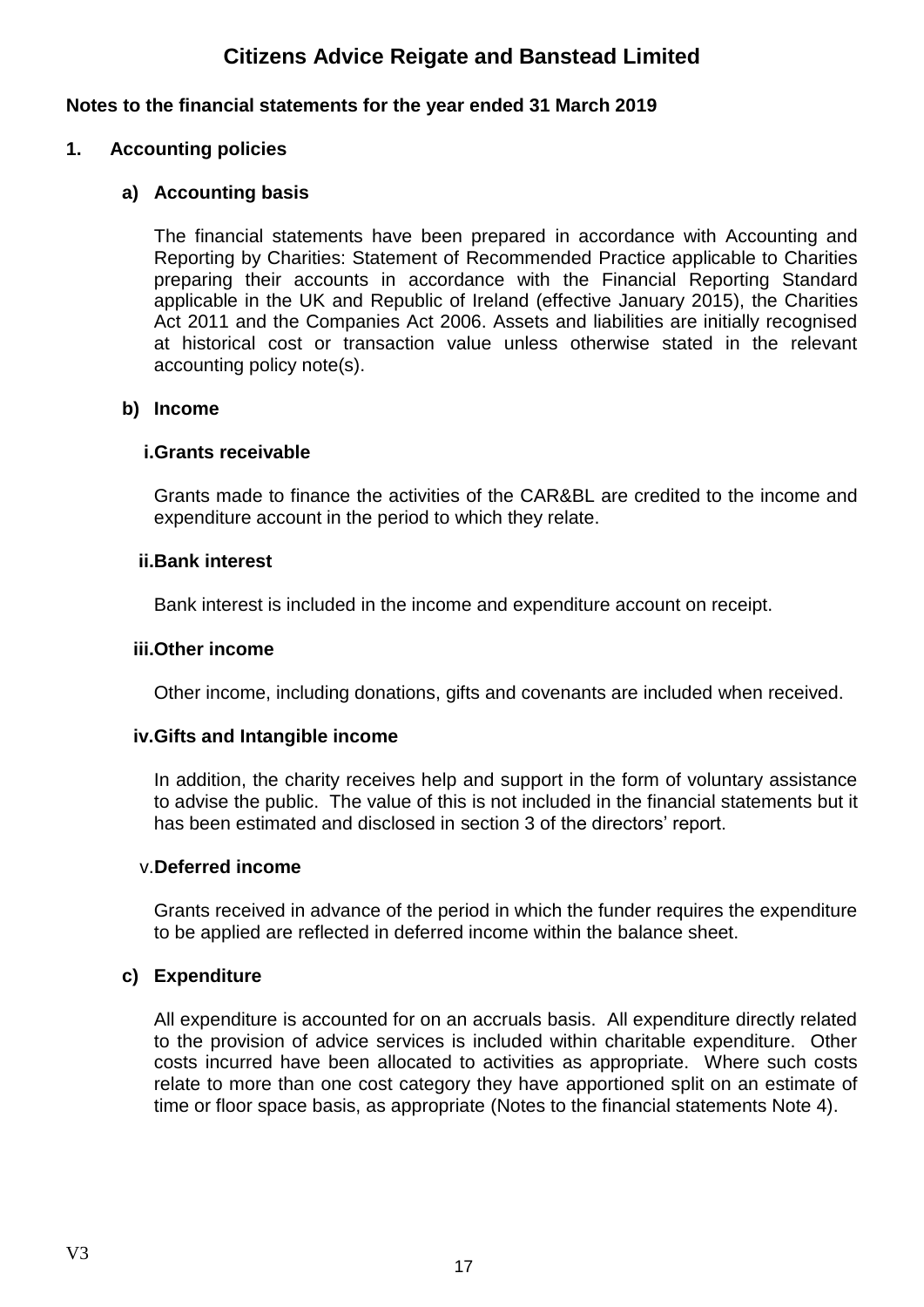# Citizens Advice Reigate and Banstead Limited

## Notes to the financial statements for the year ended 31 March 2019

### 1. Accounting policies

#### a) Accounting basis

The financial statements have been prepared in accordance with Accounting and Reporting by Charities: Statement of Recommended Practice applicable to Charities preparing their accounts in accordance with the Financial Reporting Standard applicable in the UK and Republic of Ireland (effective January 2015), the Charities Act 2011 and the Companies Act 2006. Assets and liabilities are initially recognised at historical cost or transaction value unless otherwise stated in the relevant accounting policy note(s).

#### b) Income

**i. Grants receivable**

Grants made to finance the activities of the CAR&BL are credited to the income and expenditure account in the period to which they relate.

**ii. Bank interest**

Bank interest is included in the income and expenditure account on receipt.

**iii. Other income**

Other income, including donations, gifts and covenants are included when received.

**iv. Gifts and Intangible income**

In addition, the charity receives help and support in the form of voluntary assistance to advise the public. The value of this is not included in the financial statements but it has been estimated and disclosed in section 3 of the directors' report.

**v. Deferred income**

Grants received in advance of the period in which the funder requires the expenditure to be applied are reflected in deferred income within the balance sheet.

#### c) Expenditure

All expenditure is accounted for on an accruals basis. All expenditure directly related to the provision of advice services is included within charitable expenditure. Other costs incurred have been allocated to activities as appropriate. Where such costs relate to more than one cost category they have apportioned split on an estimate of time or floor space basis, as appropriate (Notes to the financial statements Note 4).

V3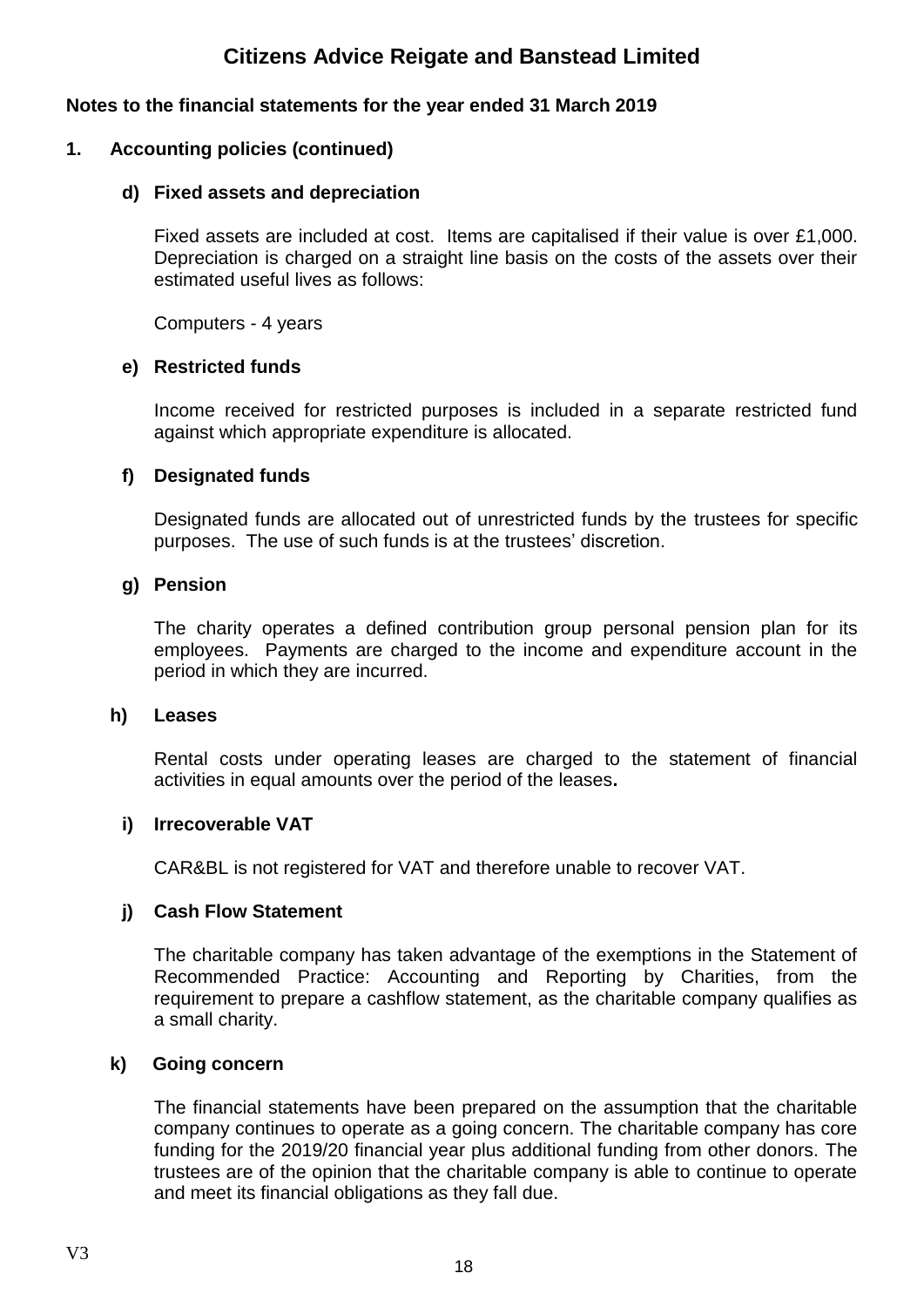# Citizens Advice Reigate and Banstead Limited

**Notes to the financial statements for the year ended 31 March 2019**

## 1. Accounting policies (continued)

### d) Fixed assets and depreciation

Fixed assets are included at cost. Items are capitalised if their value is over £1,000. Depreciation is charged on a straight line basis on the costs of the assets over their estimated useful lives as follows:

Computers - 4 years

### e) Restricted funds

Income received for restricted purposes is included in a separate restricted fund against which appropriate expenditure is allocated.

### f) Designated funds

Designated funds are allocated out of unrestricted funds by the trustees for specific purposes. The use of such funds is at the trustees' discretion.

### g) Pension

The charity operates a defined contribution group personal pension plan for its employees. Payments are charged to the income and expenditure account in the period in which they are incurred.

### h) Leases

Rental costs under operating leases are charged to the statement of financial activities in equal amounts over the period of the leases.

### i) Irrecoverable VAT

CAR&BL is not registered for VAT and therefore unable to recover VAT.

### j) Cash Flow Statement

The charitable company has taken advantage of the exemptions in the Statement of Recommended Practice: Accounting and Reporting by Charities, from the requirement to prepare a cashflow statement, as the charitable company qualifies as a small charity.

### k) Going concern

The financial statements have been prepared on the assumption that the charitable company continues to operate as a going concern. The charitable company has core funding for the 2019/20 financial year plus additional funding from other donors. The trustees are of the opinion that the charitable company is able to continue to operate and meet its financial obligations as they fall due.

V3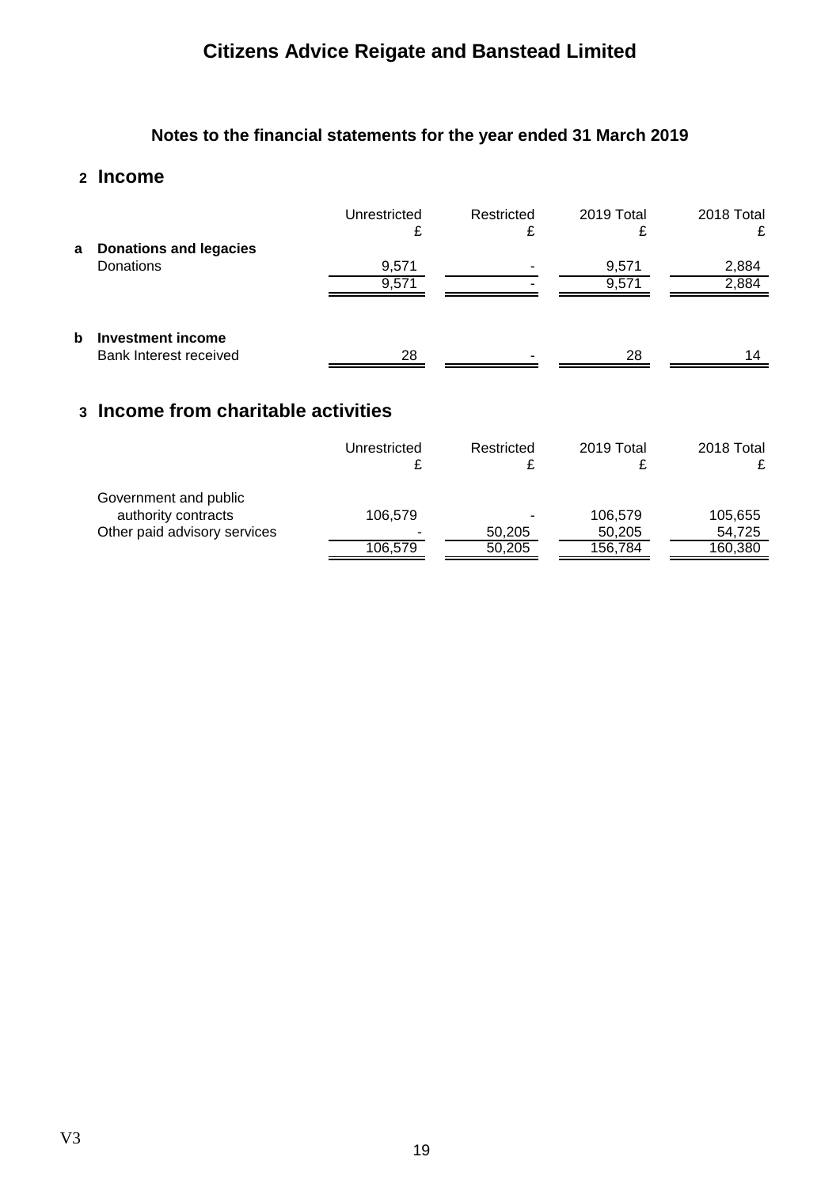# Citizens Advice Reigate and Banstead Limited

## Notes to the financial statements for the year ended 31 March 2019

## 2 Income

| | Unrestricted £ | Restricted £ | 2019 Total £ | 2018 Total £ |
|---|---|---|---|---|
| **a Donations and legacies** | | | | |
| Donations | 9,571 | - | 9,571 | 2,884 |
| | 9,571 | - | 9,571 | 2,884 |

| | Unrestricted £ | Restricted £ | 2019 Total £ | 2018 Total £ |
|---|---|---|---|---|
| **b Investment income** | | | | |
| Bank Interest received | 28 | - | 28 | 14 |

## 3 Income from charitable activities

| | Unrestricted £ | Restricted £ | 2019 Total £ | 2018 Total £ |
|---|---|---|---|---|
| Government and public authority contracts | 106,579 | - | 106,579 | 105,655 |
| Other paid advisory services | - | 50,205 | 50,205 | 54,725 |
| | 106,579 | 50,205 | 156,784 | 160,380 |

V3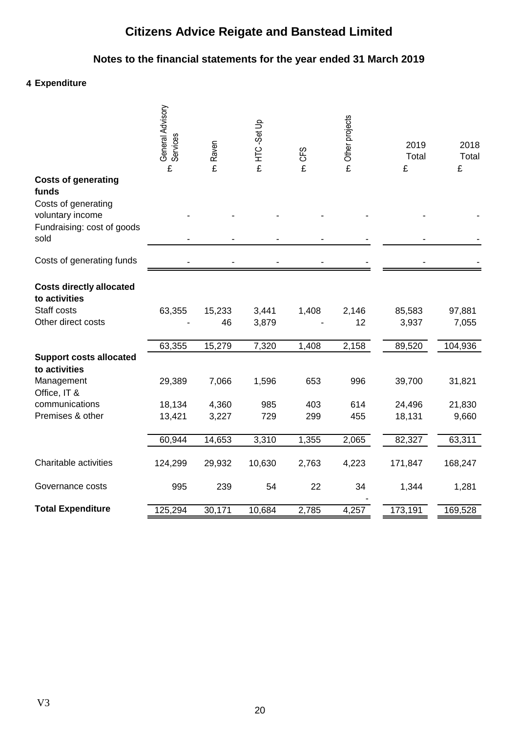# Citizens Advice Reigate and Banstead Limited

## Notes to the financial statements for the year ended 31 March 2019

### 4 Expenditure

| | General Advisory Services £ | Raven £ | HTC -Set Up £ | CFS £ | Other projects £ | 2019 Total £ | 2018 Total £ |
|---|---|---|---|---|---|---|---|
| **Costs of generating funds** | | | | | | | |
| Costs of generating voluntary income | - | - | - | - | - | - | - |
| Fundraising: cost of goods sold | - | - | - | - | - | - | - |
| Costs of generating funds | - | - | - | - | - | - | - |
| **Costs directly allocated to activities** | | | | | | | |
| Staff costs | 63,355 | 15,233 | 3,441 | 1,408 | 2,146 | 85,583 | 97,881 |
| Other direct costs | - | 46 | 3,879 | - | 12 | 3,937 | 7,055 |
| | 63,355 | 15,279 | 7,320 | 1,408 | 2,158 | 89,520 | 104,936 |
| **Support costs allocated to activities** | | | | | | | |
| Management | 29,389 | 7,066 | 1,596 | 653 | 996 | 39,700 | 31,821 |
| Office, IT & communications | 18,134 | 4,360 | 985 | 403 | 614 | 24,496 | 21,830 |
| Premises & other | 13,421 | 3,227 | 729 | 299 | 455 | 18,131 | 9,660 |
| | 60,944 | 14,653 | 3,310 | 1,355 | 2,065 | 82,327 | 63,311 |
| Charitable activities | 124,299 | 29,932 | 10,630 | 2,763 | 4,223 | 171,847 | 168,247 |
| Governance costs | 995 | 239 | 54 | 22 | 34 | 1,344 | 1,281 |
| **Total Expenditure** | 125,294 | 30,171 | 10,684 | 2,785 | 4,257 | 173,191 | 169,528 |

V3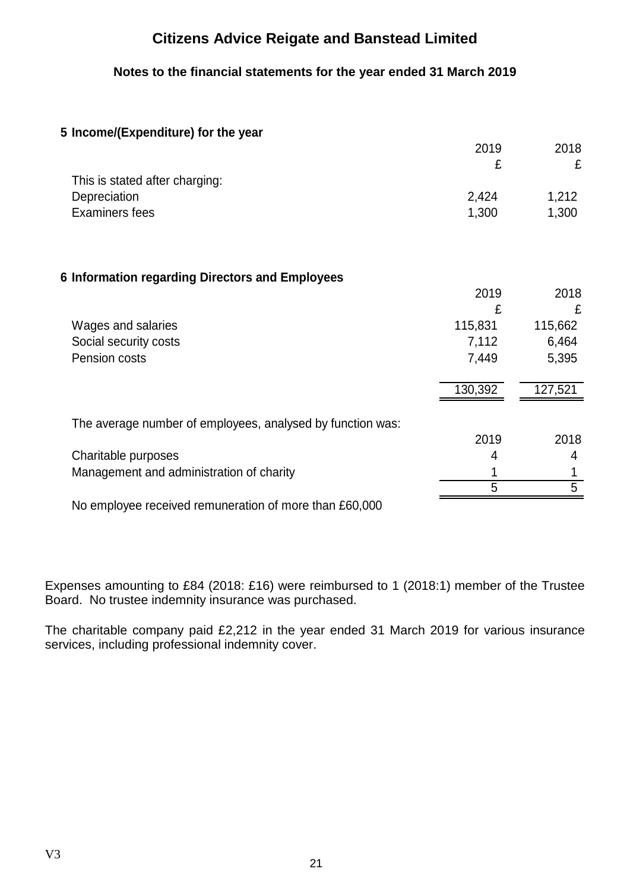# Citizens Advice Reigate and Banstead Limited

## Notes to the financial statements for the year ended 31 March 2019

### 5 Income/(Expenditure) for the year

| | 2019 | 2018 |
|---|---|---|
| | £ | £ |
| This is stated after charging: | | |
| Depreciation | 2,424 | 1,212 |
| Examiners fees | 1,300 | 1,300 |

### 6 Information regarding Directors and Employees

| | 2019 | 2018 |
|---|---|---|
| | £ | £ |
| Wages and salaries | 115,831 | 115,662 |
| Social security costs | 7,112 | 6,464 |
| Pension costs | 7,449 | 5,395 |
| | 130,392 | 127,521 |

The average number of employees, analysed by function was:

| | 2019 | 2018 |
|---|---|---|
| Charitable purposes | 4 | 4 |
| Management and administration of charity | 1 | 1 |
| | 5 | 5 |

No employee received remuneration of more than £60,000

Expenses amounting to £84 (2018: £16) were reimbursed to 1 (2018:1) member of the Trustee Board. No trustee indemnity insurance was purchased.

The charitable company paid £2,212 in the year ended 31 March 2019 for various insurance services, including professional indemnity cover.

V3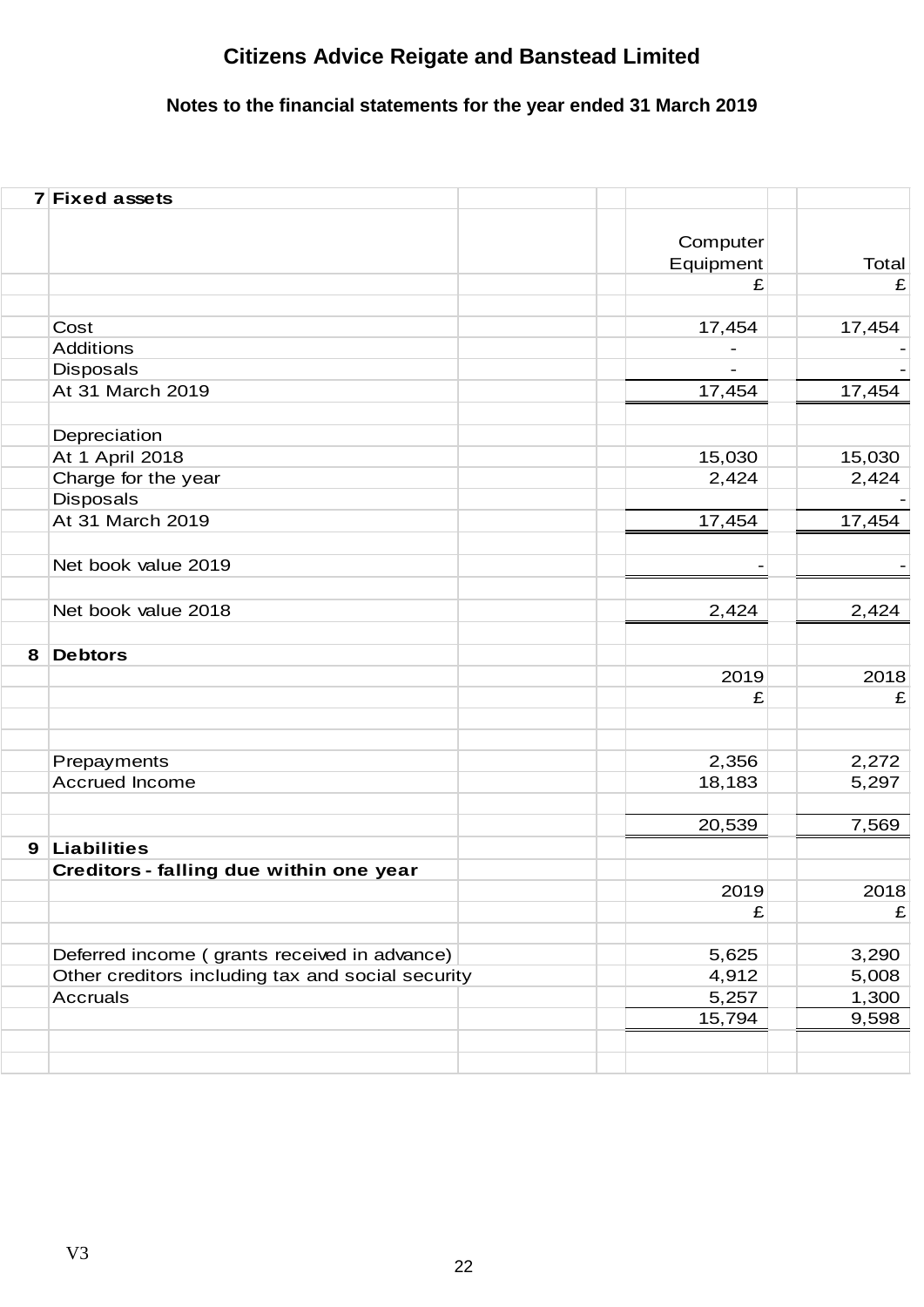# Citizens Advice Reigate and Banstead Limited

## Notes to the financial statements for the year ended 31 March 2019

### 7 Fixed assets

| | Computer Equipment | Total |
|---|---|---|
| | £ | £ |
| Cost | 17,454 | 17,454 |
| Additions | - | - |
| Disposals | - | - |
| At 31 March 2019 | 17,454 | 17,454 |
| | | |
| Depreciation | | |
| At 1 April 2018 | 15,030 | 15,030 |
| Charge for the year | 2,424 | 2,424 |
| Disposals | | - |
| At 31 March 2019 | 17,454 | 17,454 |
| | | |
| Net book value 2019 | - | - |
| | | |
| Net book value 2018 | 2,424 | 2,424 |

### 8 Debtors

| | 2019 | 2018 |
|---|---|---|
| | £ | £ |
| Prepayments | 2,356 | 2,272 |
| Accrued Income | 18,183 | 5,297 |
| | 20,539 | 7,569 |

### 9 Liabilities

**Creditors - falling due within one year**

| | 2019 | 2018 |
|---|---|---|
| | £ | £ |
| Deferred income ( grants received in advance) | 5,625 | 3,290 |
| Other creditors including tax and social security | 4,912 | 5,008 |
| Accruals | 5,257 | 1,300 |
| | 15,794 | 9,598 |

V3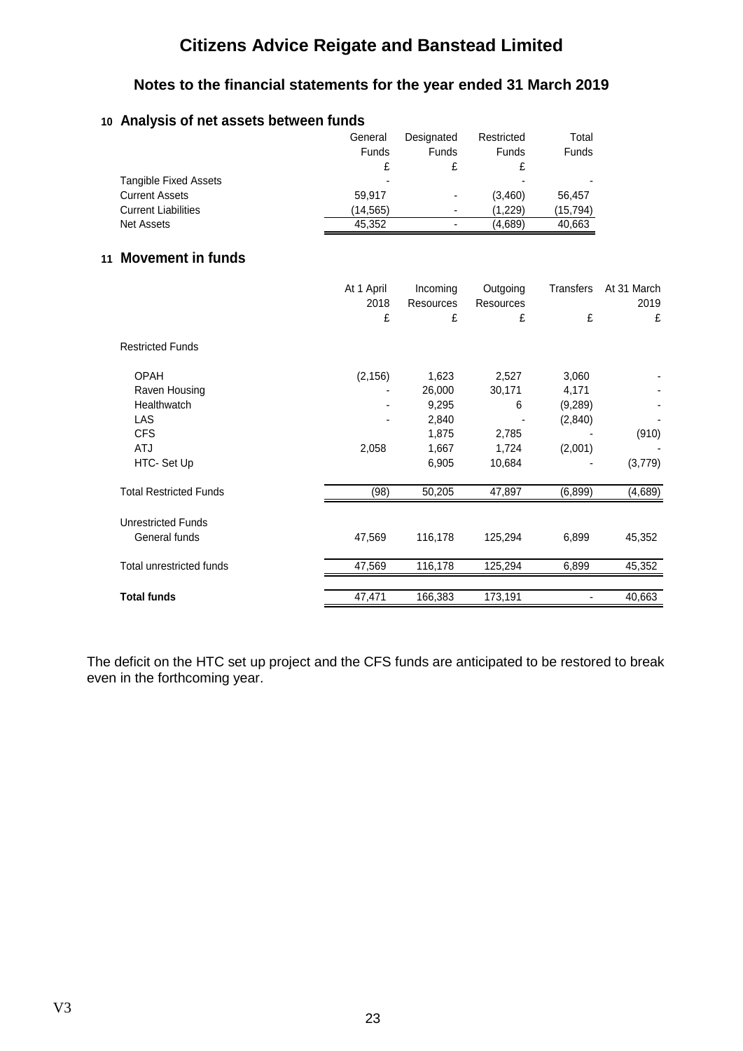# Citizens Advice Reigate and Banstead Limited

## Notes to the financial statements for the year ended 31 March 2019

### 10 Analysis of net assets between funds

| | General Funds £ | Designated Funds £ | Restricted Funds £ | Total Funds |
|---|---|---|---|---|
| Tangible Fixed Assets | - | | - | - |
| Current Assets | 59,917 | - | (3,460) | 56,457 |
| Current Liabilities | (14,565) | - | (1,229) | (15,794) |
| Net Assets | 45,352 | - | (4,689) | 40,663 |

### 11 Movement in funds

| | At 1 April 2018 £ | Incoming Resources £ | Outgoing Resources £ | Transfers £ | At 31 March 2019 £ |
|---|---|---|---|---|---|
| Restricted Funds | | | | | |
| OPAH | (2,156) | 1,623 | 2,527 | 3,060 | - |
| Raven Housing | - | 26,000 | 30,171 | 4,171 | - |
| Healthwatch | - | 9,295 | 6 | (9,289) | - |
| LAS | - | 2,840 | - | (2,840) | - |
| CFS | | 1,875 | 2,785 | - | (910) |
| ATJ | 2,058 | 1,667 | 1,724 | (2,001) | - |
| HTC- Set Up | | 6,905 | 10,684 | - | (3,779) |
| Total Restricted Funds | (98) | 50,205 | 47,897 | (6,899) | (4,689) |
| Unrestricted Funds | | | | | |
| General funds | 47,569 | 116,178 | 125,294 | 6,899 | 45,352 |
| Total unrestricted funds | 47,569 | 116,178 | 125,294 | 6,899 | 45,352 |
| **Total funds** | 47,471 | 166,383 | 173,191 | - | 40,663 |

The deficit on the HTC set up project and the CFS funds are anticipated to be restored to break even in the forthcoming year.

V3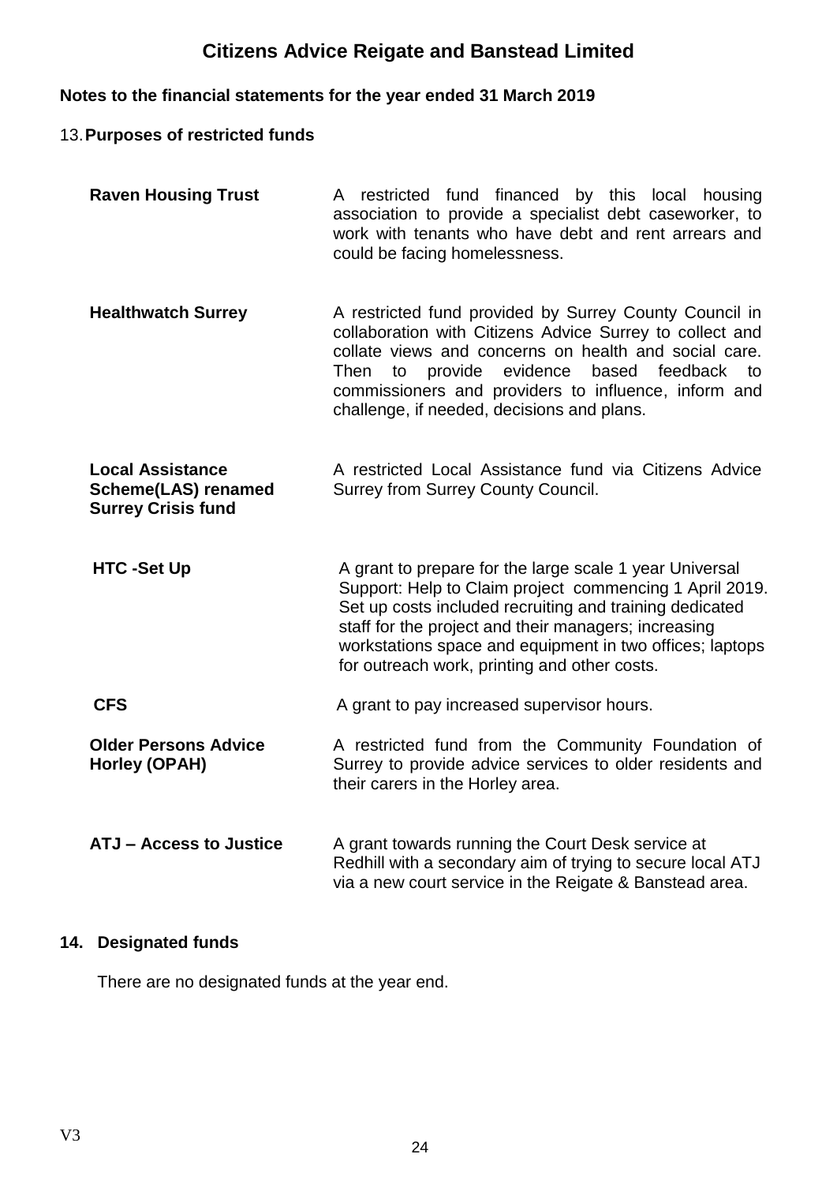# Citizens Advice Reigate and Banstead Limited

## Notes to the financial statements for the year ended 31 March 2019

### 13. Purposes of restricted funds

| | |
|---|---|
| **Raven Housing Trust** | A restricted fund financed by this local housing association to provide a specialist debt caseworker, to work with tenants who have debt and rent arrears and could be facing homelessness. |
| **Healthwatch Surrey** | A restricted fund provided by Surrey County Council in collaboration with Citizens Advice Surrey to collect and collate views and concerns on health and social care. Then to provide evidence based feedback to commissioners and providers to influence, inform and challenge, if needed, decisions and plans. |
| **Local Assistance Scheme(LAS) renamed Surrey Crisis fund** | A restricted Local Assistance fund via Citizens Advice Surrey from Surrey County Council. |
| **HTC -Set Up** | A grant to prepare for the large scale 1 year Universal Support: Help to Claim project commencing 1 April 2019. Set up costs included recruiting and training dedicated staff for the project and their managers; increasing workstations space and equipment in two offices; laptops for outreach work, printing and other costs. |
| **CFS** | A grant to pay increased supervisor hours. |
| **Older Persons Advice Horley (OPAH)** | A restricted fund from the Community Foundation of Surrey to provide advice services to older residents and their carers in the Horley area. |
| **ATJ – Access to Justice** | A grant towards running the Court Desk service at Redhill with a secondary aim of trying to secure local ATJ via a new court service in the Reigate & Banstead area. |

### 14. Designated funds

There are no designated funds at the year end.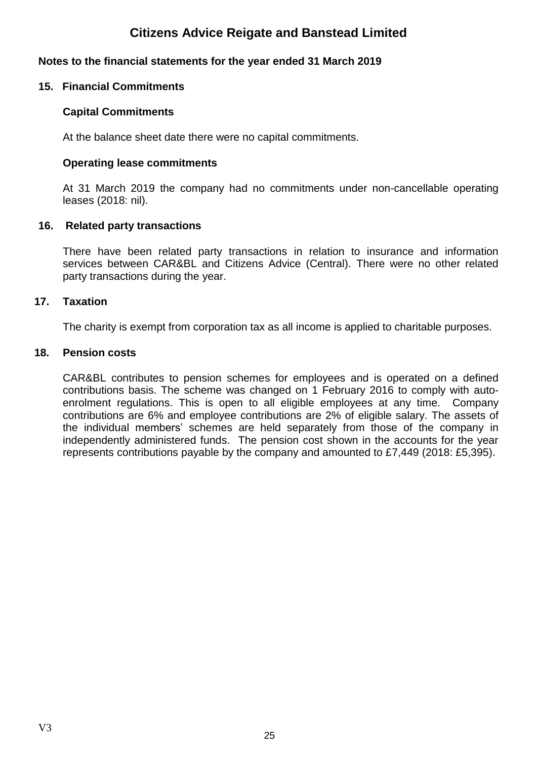# Citizens Advice Reigate and Banstead Limited

**Notes to the financial statements for the year ended 31 March 2019**

## 15. Financial Commitments

### Capital Commitments

At the balance sheet date there were no capital commitments.

### Operating lease commitments

At 31 March 2019 the company had no commitments under non-cancellable operating leases (2018: nil).

## 16. Related party transactions

There have been related party transactions in relation to insurance and information services between CAR&BL and Citizens Advice (Central). There were no other related party transactions during the year.

## 17. Taxation

The charity is exempt from corporation tax as all income is applied to charitable purposes.

## 18. Pension costs

CAR&BL contributes to pension schemes for employees and is operated on a defined contributions basis. The scheme was changed on 1 February 2016 to comply with auto-enrolment regulations. This is open to all eligible employees at any time. Company contributions are 6% and employee contributions are 2% of eligible salary. The assets of the individual members' schemes are held separately from those of the company in independently administered funds. The pension cost shown in the accounts for the year represents contributions payable by the company and amounted to £7,449 (2018: £5,395).

V3